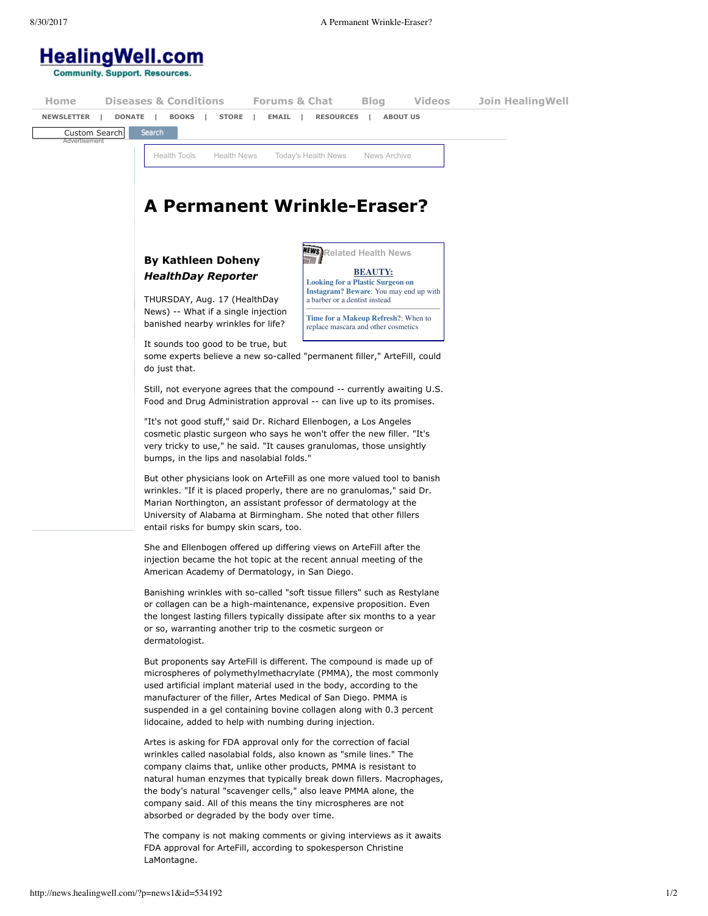# A Permanent Wrinkle-Eraser?

**By Kathleen Doheny**
***HealthDay Reporter***

THURSDAY, Aug. 17 (HealthDay News) -- What if a single injection banished nearby wrinkles for life?

It sounds too good to be true, but some experts believe a new so-called "permanent filler," ArteFill, could do just that.

Still, not everyone agrees that the compound -- currently awaiting U.S. Food and Drug Administration approval -- can live up to its promises.

"It's not good stuff," said Dr. Richard Ellenbogen, a Los Angeles cosmetic plastic surgeon who says he won't offer the new filler. "It's very tricky to use," he said. "It causes granulomas, those unsightly bumps, in the lips and nasolabial folds."

But other physicians look on ArteFill as one more valued tool to banish wrinkles. "If it is placed properly, there are no granulomas," said Dr. Marian Northington, an assistant professor of dermatology at the University of Alabama at Birmingham. She noted that other fillers entail risks for bumpy skin scars, too.

She and Ellenbogen offered up differing views on ArteFill after the injection became the hot topic at the recent annual meeting of the American Academy of Dermatology, in San Diego.

Banishing wrinkles with so-called "soft tissue fillers" such as Restylane or collagen can be a high-maintenance, expensive proposition. Even the longest lasting fillers typically dissipate after six months to a year or so, warranting another trip to the cosmetic surgeon or dermatologist.

But proponents say ArteFill is different. The compound is made up of microspheres of polymethylmethacrylate (PMMA), the most commonly used artificial implant material used in the body, according to the manufacturer of the filler, Artes Medical of San Diego. PMMA is suspended in a gel containing bovine collagen along with 0.3 percent lidocaine, added to help with numbing during injection.

Artes is asking for FDA approval only for the correction of facial wrinkles called nasolabial folds, also known as "smile lines." The company claims that, unlike other products, PMMA is resistant to natural human enzymes that typically break down fillers. Macrophages, the body's natural "scavenger cells," also leave PMMA alone, the company said. All of this means the tiny microspheres are not absorbed or degraded by the body over time.

The company is not making comments or giving interviews as it awaits FDA approval for ArteFill, according to spokesperson Christine LaMontagne.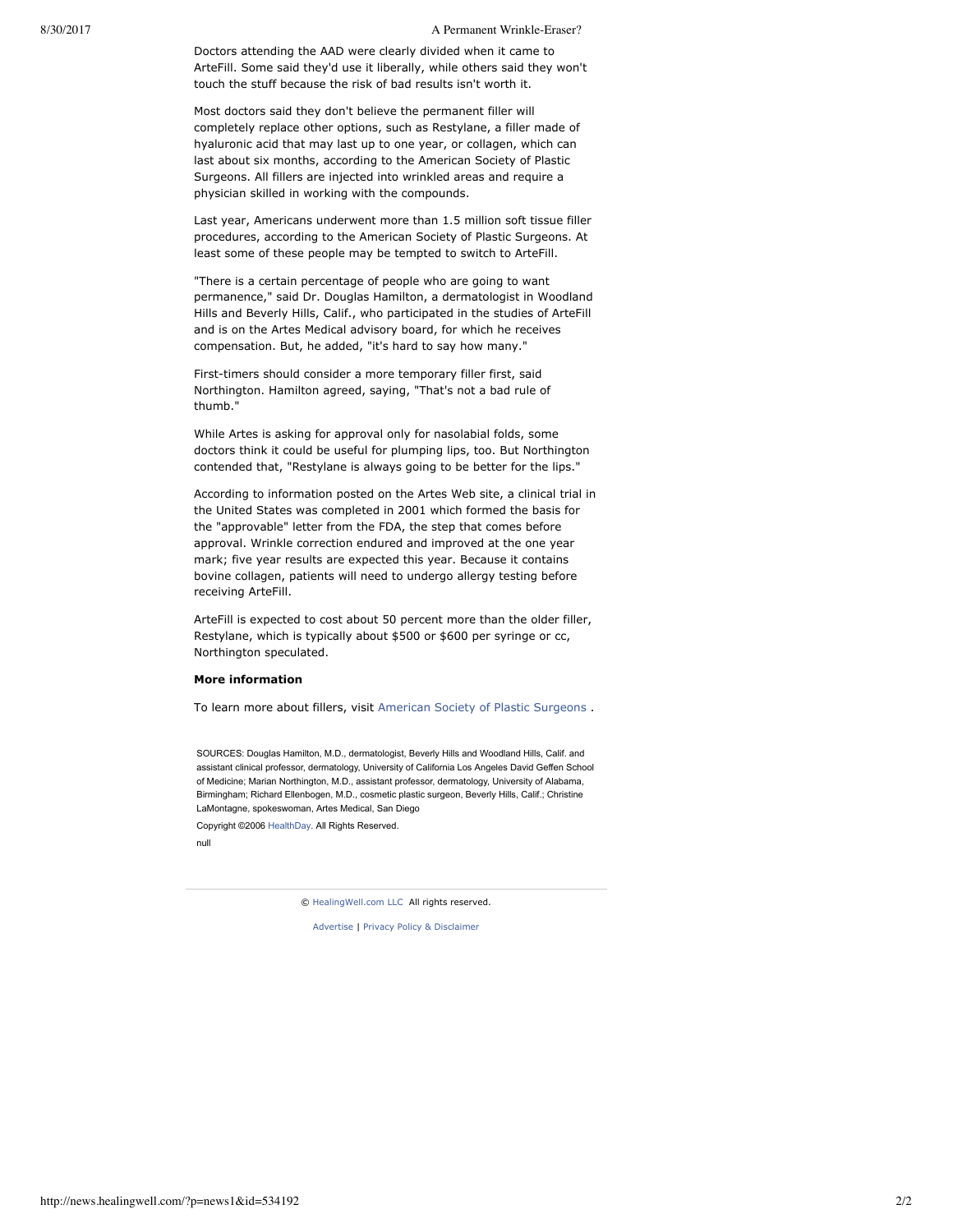Doctors attending the AAD were clearly divided when it came to ArteFill. Some said they'd use it liberally, while others said they won't touch the stuff because the risk of bad results isn't worth it.

Most doctors said they don't believe the permanent filler will completely replace other options, such as Restylane, a filler made of hyaluronic acid that may last up to one year, or collagen, which can last about six months, according to the American Society of Plastic Surgeons. All fillers are injected into wrinkled areas and require a physician skilled in working with the compounds.

Last year, Americans underwent more than 1.5 million soft tissue filler procedures, according to the American Society of Plastic Surgeons. At least some of these people may be tempted to switch to ArteFill.

"There is a certain percentage of people who are going to want permanence," said Dr. Douglas Hamilton, a dermatologist in Woodland Hills and Beverly Hills, Calif., who participated in the studies of ArteFill and is on the Artes Medical advisory board, for which he receives compensation. But, he added, "it's hard to say how many."

First-timers should consider a more temporary filler first, said Northington. Hamilton agreed, saying, "That's not a bad rule of thumb."

While Artes is asking for approval only for nasolabial folds, some doctors think it could be useful for plumping lips, too. But Northington contended that, "Restylane is always going to be better for the lips."

According to information posted on the Artes Web site, a clinical trial in the United States was completed in 2001 which formed the basis for the "approvable" letter from the FDA, the step that comes before approval. Wrinkle correction endured and improved at the one year mark; five year results are expected this year. Because it contains bovine collagen, patients will need to undergo allergy testing before receiving ArteFill.

ArteFill is expected to cost about 50 percent more than the older filler, Restylane, which is typically about $500 or $600 per syringe or cc, Northington speculated.

**More information**

To learn more about fillers, visit American Society of Plastic Surgeons .

SOURCES: Douglas Hamilton, M.D., dermatologist, Beverly Hills and Woodland Hills, Calif. and assistant clinical professor, dermatology, University of California Los Angeles David Geffen School of Medicine; Marian Northington, M.D., assistant professor, dermatology, University of Alabama, Birmingham; Richard Ellenbogen, M.D., cosmetic plastic surgeon, Beverly Hills, Calif.; Christine LaMontagne, spokeswoman, Artes Medical, San Diego

Copyright ©2006 HealthDay. All Rights Reserved.

null

© HealingWell.com LLC All rights reserved.

Advertise | Privacy Policy & Disclaimer